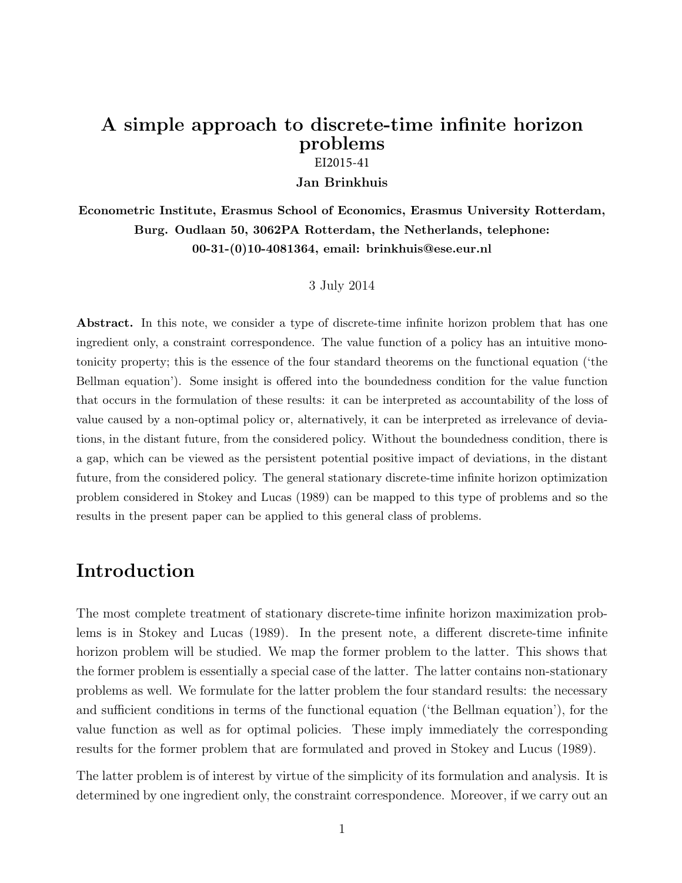# A simple approach to discrete-time infinite horizon problems

EI2015-41

**Jan Brinkhuis**

**Econometric Institute, Erasmus School of Economics, Erasmus University Rotterdam, Burg. Oudlaan 50, 3062PA Rotterdam, the Netherlands, telephone: 00-31-(0)10-4081364, email: brinkhuis@ese.eur.nl**

3 July 2014

**Abstract.** In this note, we consider a type of discrete-time infinite horizon problem that has one ingredient only, a constraint correspondence. The value function of a policy has an intuitive monotonicity property; this is the essence of the four standard theorems on the functional equation ('the Bellman equation'). Some insight is offered into the boundedness condition for the value function that occurs in the formulation of these results: it can be interpreted as accountability of the loss of value caused by a non-optimal policy or, alternatively, it can be interpreted as irrelevance of deviations, in the distant future, from the considered policy. Without the boundedness condition, there is a gap, which can be viewed as the persistent potential positive impact of deviations, in the distant future, from the considered policy. The general stationary discrete-time infinite horizon optimization problem considered in Stokey and Lucas (1989) can be mapped to this type of problems and so the results in the present paper can be applied to this general class of problems.

## Introduction

The most complete treatment of stationary discrete-time infinite horizon maximization problems is in Stokey and Lucas (1989). In the present note, a different discrete-time infinite horizon problem will be studied. We map the former problem to the latter. This shows that the former problem is essentially a special case of the latter. The latter contains non-stationary problems as well. We formulate for the latter problem the four standard results: the necessary and sufficient conditions in terms of the functional equation ('the Bellman equation'), for the value function as well as for optimal policies. These imply immediately the corresponding results for the former problem that are formulated and proved in Stokey and Lucus (1989).

The latter problem is of interest by virtue of the simplicity of its formulation and analysis. It is determined by one ingredient only, the constraint correspondence. Moreover, if we carry out an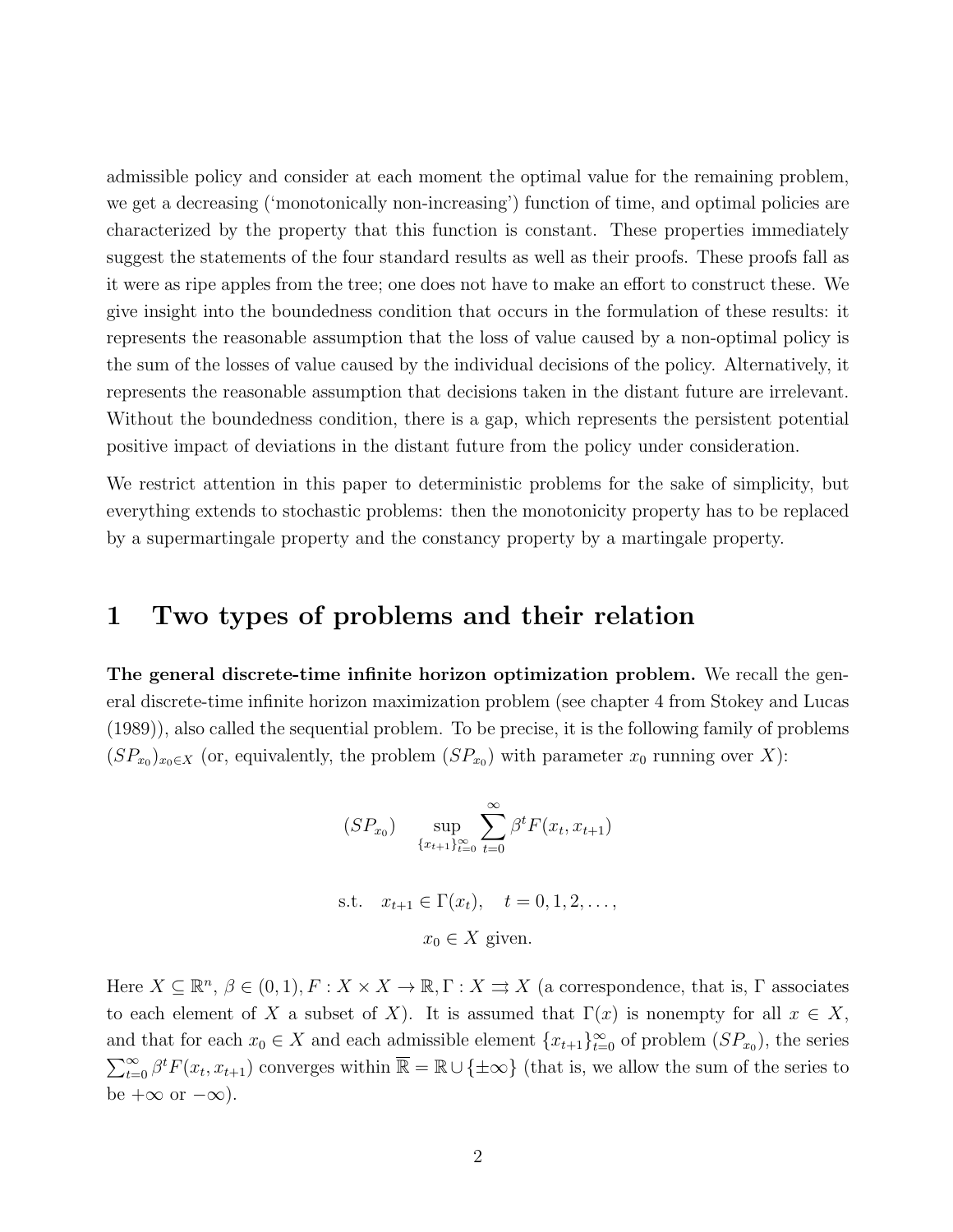admissible policy and consider at each moment the optimal value for the remaining problem, we get a decreasing ('monotonically non-increasing') function of time, and optimal policies are characterized by the property that this function is constant. These properties immediately suggest the statements of the four standard results as well as their proofs. These proofs fall as it were as ripe apples from the tree; one does not have to make an effort to construct these. We give insight into the boundedness condition that occurs in the formulation of these results: it represents the reasonable assumption that the loss of value caused by a non-optimal policy is the sum of the losses of value caused by the individual decisions of the policy. Alternatively, it represents the reasonable assumption that decisions taken in the distant future are irrelevant. Without the boundedness condition, there is a gap, which represents the persistent potential positive impact of deviations in the distant future from the policy under consideration.

We restrict attention in this paper to deterministic problems for the sake of simplicity, but everything extends to stochastic problems: then the monotonicity property has to be replaced by a supermartingale property and the constancy property by a martingale property.

# 1 Two types of problems and their relation

**The general discrete-time infinite horizon optimization problem.** We recall the general discrete-time infinite horizon maximization problem (see chapter 4 from Stokey and Lucas (1989)), also called the sequential problem. To be precise, it is the following family of problems $(SP_{x_0})_{x_0 \in X}$ (or, equivalently, the problem $(SP_{x_0})$ with parameter $x_0$ running over $X$):

$$(SP_{x_0}) \qquad \sup_{\{x_{t+1}\}_{t=0}^{\infty}} \sum_{t=0}^{\infty} \beta^t F(x_t, x_{t+1})$$

$$\text{s.t.} \quad x_{t+1} \in \Gamma(x_t), \quad t = 0, 1, 2, \ldots,$$

$$x_0 \in X \text{ given.}$$

Here $X \subseteq \mathbb{R}^n$, $\beta \in (0,1)$, $F : X \times X \to \mathbb{R}$, $\Gamma : X \rightrightarrows X$ (a correspondence, that is, $\Gamma$ associates to each element of $X$ a subset of $X$). It is assumed that $\Gamma(x)$ is nonempty for all $x \in X$, and that for each $x_0 \in X$ and each admissible element $\{x_{t+1}\}_{t=0}^{\infty}$ of problem $(SP_{x_0})$, the series $\sum_{t=0}^{\infty} \beta^t F(x_t, x_{t+1})$ converges within $\overline{\mathbb{R}} = \mathbb{R} \cup \{\pm\infty\}$ (that is, we allow the sum of the series to be $+\infty$ or $-\infty$).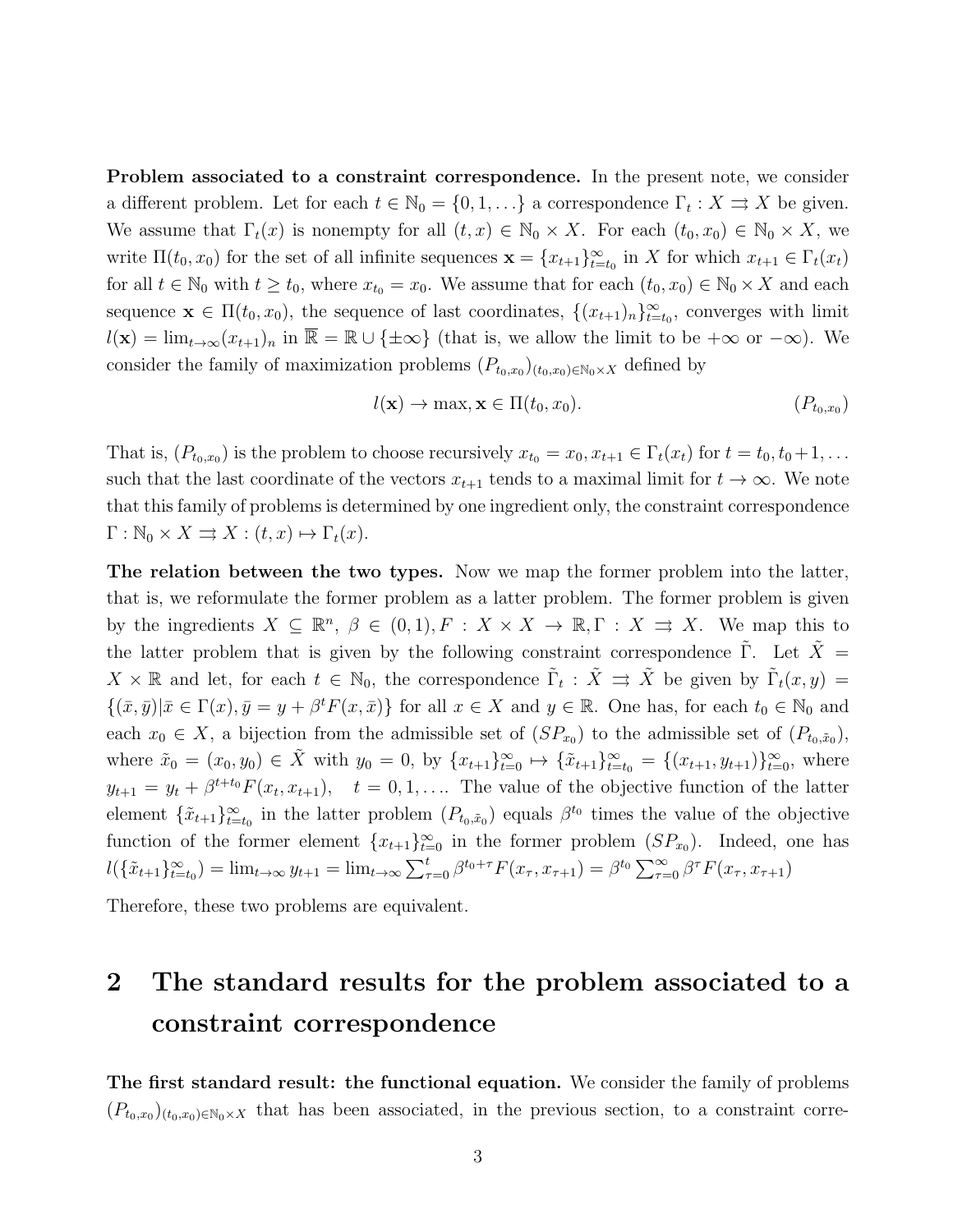**Problem associated to a constraint correspondence.** In the present note, we consider a different problem. Let for each $t \in \mathbb{N}_0 = \{0, 1, \ldots\}$ a correspondence $\Gamma_t : X \rightrightarrows X$ be given. We assume that $\Gamma_t(x)$ is nonempty for all $(t, x) \in \mathbb{N}_0 \times X$. For each $(t_0, x_0) \in \mathbb{N}_0 \times X$, we write $\Pi(t_0, x_0)$ for the set of all infinite sequences $\mathbf{x} = \{x_{t+1}\}_{t=t_0}^{\infty}$ in $X$ for which $x_{t+1} \in \Gamma_t(x_t)$ for all $t \in \mathbb{N}_0$ with $t \geq t_0$, where $x_{t_0} = x_0$. We assume that for each $(t_0, x_0) \in \mathbb{N}_0 \times X$ and each sequence $\mathbf{x} \in \Pi(t_0, x_0)$, the sequence of last coordinates, $\{(x_{t+1})_n\}_{t=t_0}^{\infty}$, converges with limit $l(\mathbf{x}) = \lim_{t\to\infty}(x_{t+1})_n$ in $\overline{\mathbb{R}} = \mathbb{R} \cup \{\pm\infty\}$ (that is, we allow the limit to be $+\infty$ or $-\infty$). We consider the family of maximization problems $(P_{t_0,x_0})_{(t_0,x_0)\in\mathbb{N}_0\times X}$ defined by

$$l(\mathbf{x}) \to \max, \mathbf{x} \in \Pi(t_0, x_0). \qquad (P_{t_0,x_0})$$

That is, $(P_{t_0,x_0})$ is the problem to choose recursively $x_{t_0} = x_0, x_{t+1} \in \Gamma_t(x_t)$ for $t = t_0, t_0+1, \ldots$ such that the last coordinate of the vectors $x_{t+1}$ tends to a maximal limit for $t \to \infty$. We note that this family of problems is determined by one ingredient only, the constraint correspondence $\Gamma : \mathbb{N}_0 \times X \rightrightarrows X : (t, x) \mapsto \Gamma_t(x)$.

**The relation between the two types.** Now we map the former problem into the latter, that is, we reformulate the former problem as a latter problem. The former problem is given by the ingredients $X \subseteq \mathbb{R}^n$, $\beta \in (0, 1), F : X \times X \to \mathbb{R}, \Gamma : X \rightrightarrows X$. We map this to the latter problem that is given by the following constraint correspondence $\tilde{\Gamma}$. Let $\tilde{X} = X \times \mathbb{R}$ and let, for each $t \in \mathbb{N}_0$, the correspondence $\tilde{\Gamma}_t : \tilde{X} \rightrightarrows \tilde{X}$ be given by $\tilde{\Gamma}_t(x, y) = \{(\bar{x}, \bar{y}) | \bar{x} \in \Gamma(x), \bar{y} = y + \beta^t F(x, \bar{x})\}$ for all $x \in X$ and $y \in \mathbb{R}$. One has, for each $t_0 \in \mathbb{N}_0$ and each $x_0 \in X$, a bijection from the admissible set of $(SP_{x_0})$ to the admissible set of $(P_{t_0,\tilde{x}_0})$, where $\tilde{x}_0 = (x_0, y_0) \in \tilde{X}$ with $y_0 = 0$, by $\{x_{t+1}\}_{t=0}^{\infty} \mapsto \{\tilde{x}_{t+1}\}_{t=t_0}^{\infty} = \{(x_{t+1}, y_{t+1})\}_{t=0}^{\infty}$, where $y_{t+1} = y_t + \beta^{t+t_0} F(x_t, x_{t+1}), \quad t = 0, 1, \ldots$. The value of the objective function of the latter element $\{\tilde{x}_{t+1}\}_{t=t_0}^{\infty}$ in the latter problem $(P_{t_0,\tilde{x}_0})$ equals $\beta^{t_0}$ times the value of the objective function of the former element $\{x_{t+1}\}_{t=0}^{\infty}$ in the former problem $(SP_{x_0})$. Indeed, one has $l(\{\tilde{x}_{t+1}\}_{t=t_0}^{\infty}) = \lim_{t\to\infty} y_{t+1} = \lim_{t\to\infty} \sum_{\tau=0}^{t} \beta^{t_0+\tau} F(x_\tau, x_{\tau+1}) = \beta^{t_0} \sum_{\tau=0}^{\infty} \beta^{\tau} F(x_\tau, x_{\tau+1})$

Therefore, these two problems are equivalent.

# 2 The standard results for the problem associated to a constraint correspondence

**The first standard result: the functional equation.** We consider the family of problems $(P_{t_0,x_0})_{(t_0,x_0)\in\mathbb{N}_0\times X}$ that has been associated, in the previous section, to a constraint corre-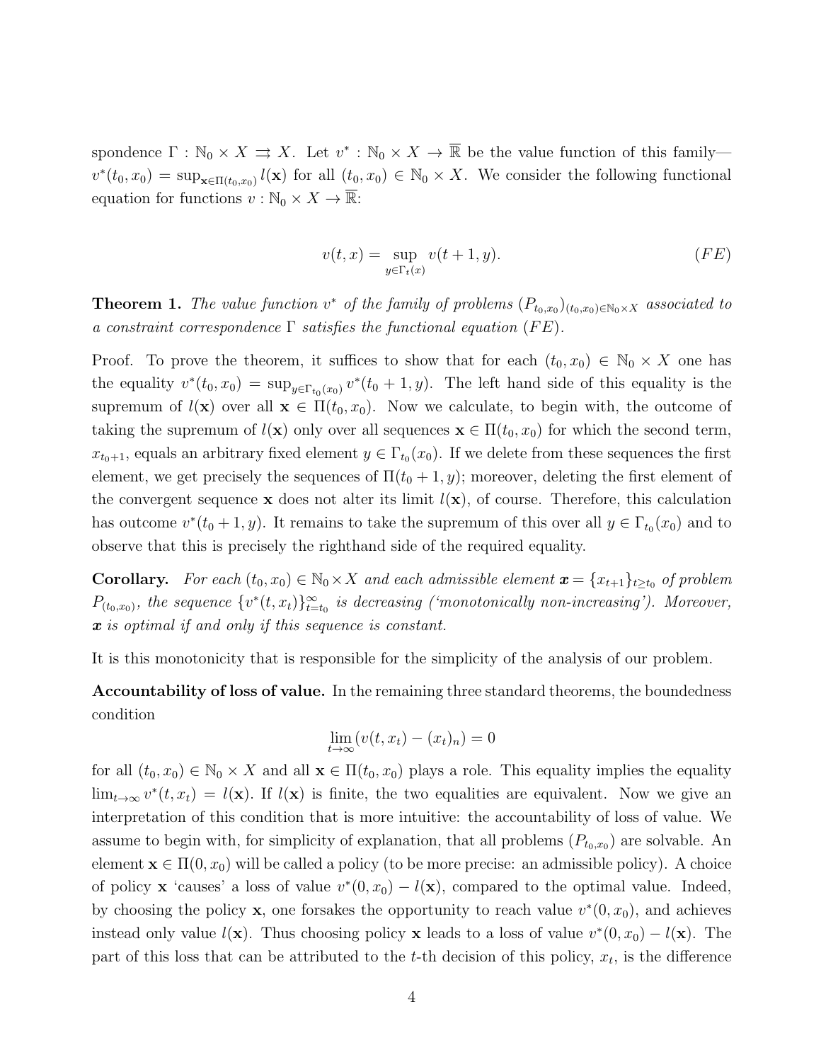spondence $\Gamma : \mathbb{N}_0 \times X \rightrightarrows X$. Let $v^* : \mathbb{N}_0 \times X \to \overline{\mathbb{R}}$ be the value function of this family—$v^*(t_0, x_0) = \sup_{\mathbf{x} \in \Pi(t_0,x_0)} l(\mathbf{x})$ for all $(t_0, x_0) \in \mathbb{N}_0 \times X$. We consider the following functional equation for functions $v : \mathbb{N}_0 \times X \to \overline{\mathbb{R}}$:

$$v(t, x) = \sup_{y \in \Gamma_t(x)} v(t + 1, y). \tag{$FE$}$$

**Theorem 1.** *The value function $v^*$ of the family of problems $(P_{t_0,x_0})_{(t_0,x_0) \in \mathbb{N}_0 \times X}$ associated to a constraint correspondence $\Gamma$ satisfies the functional equation $(FE)$.*

Proof. To prove the theorem, it suffices to show that for each $(t_0, x_0) \in \mathbb{N}_0 \times X$ one has the equality $v^*(t_0, x_0) = \sup_{y \in \Gamma_{t_0}(x_0)} v^*(t_0 + 1, y)$. The left hand side of this equality is the supremum of $l(\mathbf{x})$ over all $\mathbf{x} \in \Pi(t_0, x_0)$. Now we calculate, to begin with, the outcome of taking the supremum of $l(\mathbf{x})$ only over all sequences $\mathbf{x} \in \Pi(t_0, x_0)$ for which the second term, $x_{t_0+1}$, equals an arbitrary fixed element $y \in \Gamma_{t_0}(x_0)$. If we delete from these sequences the first element, we get precisely the sequences of $\Pi(t_0 + 1, y)$; moreover, deleting the first element of the convergent sequence $\mathbf{x}$ does not alter its limit $l(\mathbf{x})$, of course. Therefore, this calculation has outcome $v^*(t_0 + 1, y)$. It remains to take the supremum of this over all $y \in \Gamma_{t_0}(x_0)$ and to observe that this is precisely the righthand side of the required equality.

**Corollary.** *For each $(t_0, x_0) \in \mathbb{N}_0 \times X$ and each admissible element $\boldsymbol{x} = \{x_{t+1}\}_{t \geq t_0}$ of problem $P_{(t_0,x_0)}$, the sequence $\{v^*(t, x_t)\}_{t=t_0}^{\infty}$ is decreasing ('monotonically non-increasing'). Moreover, $\boldsymbol{x}$ is optimal if and only if this sequence is constant.*

It is this monotonicity that is responsible for the simplicity of the analysis of our problem.

**Accountability of loss of value.** In the remaining three standard theorems, the boundedness condition

$$\lim_{t \to \infty} (v(t, x_t) - (x_t)_n) = 0$$

for all $(t_0, x_0) \in \mathbb{N}_0 \times X$ and all $\mathbf{x} \in \Pi(t_0, x_0)$ plays a role. This equality implies the equality $\lim_{t \to \infty} v^*(t, x_t) = l(\mathbf{x})$. If $l(\mathbf{x})$ is finite, the two equalities are equivalent. Now we give an interpretation of this condition that is more intuitive: the accountability of loss of value. We assume to begin with, for simplicity of explanation, that all problems $(P_{t_0,x_0})$ are solvable. An element $\mathbf{x} \in \Pi(0, x_0)$ will be called a policy (to be more precise: an admissible policy). A choice of policy $\mathbf{x}$ 'causes' a loss of value $v^*(0, x_0) - l(\mathbf{x})$, compared to the optimal value. Indeed, by choosing the policy $\mathbf{x}$, one forsakes the opportunity to reach value $v^*(0, x_0)$, and achieves instead only value $l(\mathbf{x})$. Thus choosing policy $\mathbf{x}$ leads to a loss of value $v^*(0, x_0) - l(\mathbf{x})$. The part of this loss that can be attributed to the $t$-th decision of this policy, $x_t$, is the difference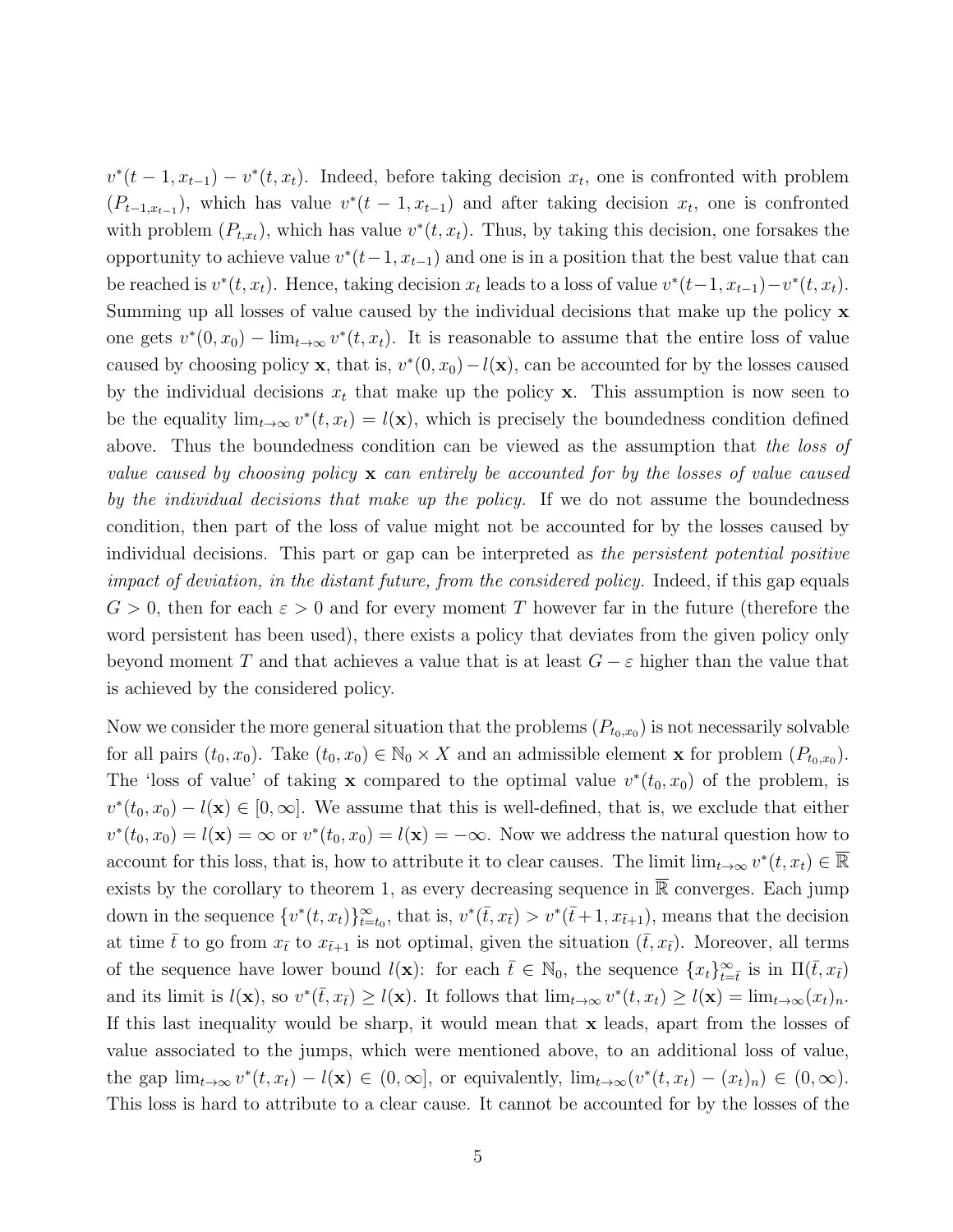$v^*(t-1, x_{t-1}) - v^*(t, x_t)$. Indeed, before taking decision $x_t$, one is confronted with problem $(P_{t-1,x_{t-1}})$, which has value $v^*(t-1, x_{t-1})$ and after taking decision $x_t$, one is confronted with problem $(P_{t,x_t})$, which has value $v^*(t, x_t)$. Thus, by taking this decision, one forsakes the opportunity to achieve value $v^*(t-1, x_{t-1})$ and one is in a position that the best value that can be reached is $v^*(t, x_t)$. Hence, taking decision $x_t$ leads to a loss of value $v^*(t-1, x_{t-1}) - v^*(t, x_t)$. Summing up all losses of value caused by the individual decisions that make up the policy $\mathbf{x}$ one gets $v^*(0, x_0) - \lim_{t\to\infty} v^*(t, x_t)$. It is reasonable to assume that the entire loss of value caused by choosing policy $\mathbf{x}$, that is, $v^*(0, x_0) - l(\mathbf{x})$, can be accounted for by the losses caused by the individual decisions $x_t$ that make up the policy $\mathbf{x}$. This assumption is now seen to be the equality $\lim_{t\to\infty} v^*(t, x_t) = l(\mathbf{x})$, which is precisely the boundedness condition defined above. Thus the boundedness condition can be viewed as the assumption that *the loss of value caused by choosing policy* $\mathbf{x}$ *can entirely be accounted for by the losses of value caused by the individual decisions that make up the policy.* If we do not assume the boundedness condition, then part of the loss of value might not be accounted for by the losses caused by individual decisions. This part or gap can be interpreted as *the persistent potential positive impact of deviation, in the distant future, from the considered policy.* Indeed, if this gap equals $G > 0$, then for each $\varepsilon > 0$ and for every moment $T$ however far in the future (therefore the word persistent has been used), there exists a policy that deviates from the given policy only beyond moment $T$ and that achieves a value that is at least $G - \varepsilon$ higher than the value that is achieved by the considered policy.

Now we consider the more general situation that the problems $(P_{t_0,x_0})$ is not necessarily solvable for all pairs $(t_0, x_0)$. Take $(t_0, x_0) \in \mathbb{N}_0 \times X$ and an admissible element $\mathbf{x}$ for problem $(P_{t_0,x_0})$. The 'loss of value' of taking $\mathbf{x}$ compared to the optimal value $v^*(t_0, x_0)$ of the problem, is $v^*(t_0, x_0) - l(\mathbf{x}) \in [0, \infty]$. We assume that this is well-defined, that is, we exclude that either $v^*(t_0, x_0) = l(\mathbf{x}) = \infty$ or $v^*(t_0, x_0) = l(\mathbf{x}) = -\infty$. Now we address the natural question how to account for this loss, that is, how to attribute it to clear causes. The limit $\lim_{t\to\infty} v^*(t, x_t) \in \overline{\mathbb{R}}$ exists by the corollary to theorem 1, as every decreasing sequence in $\overline{\mathbb{R}}$ converges. Each jump down in the sequence $\{v^*(t, x_t)\}_{t=t_0}^{\infty}$, that is, $v^*(\bar{t}, x_{\bar{t}}) > v^*(\bar{t}+1, x_{\bar{t}+1})$, means that the decision at time $\bar{t}$ to go from $x_{\bar{t}}$ to $x_{\bar{t}+1}$ is not optimal, given the situation $(\bar{t}, x_{\bar{t}})$. Moreover, all terms of the sequence have lower bound $l(\mathbf{x})$: for each $\bar{t} \in \mathbb{N}_0$, the sequence $\{x_t\}_{t=\bar{t}}^{\infty}$ is in $\Pi(\bar{t}, x_{\bar{t}})$ and its limit is $l(\mathbf{x})$, so $v^*(\bar{t}, x_{\bar{t}}) \geq l(\mathbf{x})$. It follows that $\lim_{t\to\infty} v^*(t, x_t) \geq l(\mathbf{x}) = \lim_{t\to\infty} (x_t)_n$. If this last inequality would be sharp, it would mean that $\mathbf{x}$ leads, apart from the losses of value associated to the jumps, which were mentioned above, to an additional loss of value, the gap $\lim_{t\to\infty} v^*(t, x_t) - l(\mathbf{x}) \in (0, \infty]$, or equivalently, $\lim_{t\to\infty}(v^*(t, x_t) - (x_t)_n) \in (0, \infty)$. This loss is hard to attribute to a clear cause. It cannot be accounted for by the losses of the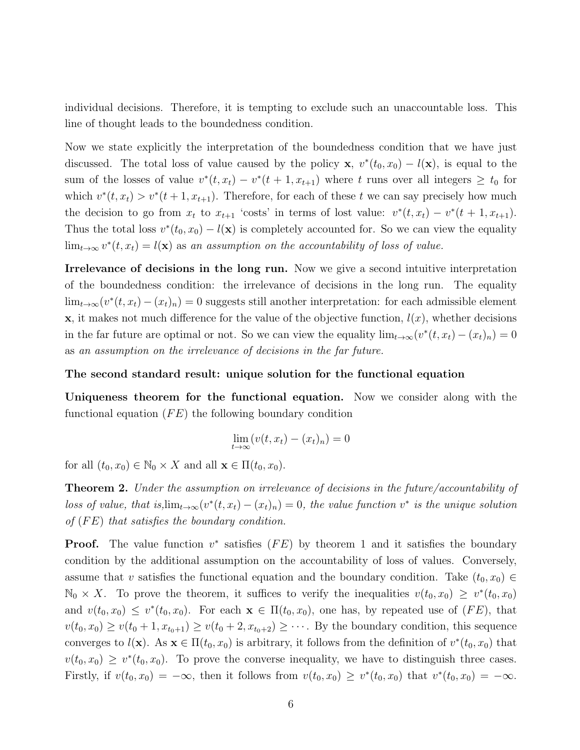individual decisions. Therefore, it is tempting to exclude such an unaccountable loss. This line of thought leads to the boundedness condition.

Now we state explicitly the interpretation of the boundedness condition that we have just discussed. The total loss of value caused by the policy $\mathbf{x}$, $v^*(t_0, x_0) - l(\mathbf{x})$, is equal to the sum of the losses of value $v^*(t, x_t) - v^*(t+1, x_{t+1})$ where $t$ runs over all integers $\geq t_0$ for which $v^*(t, x_t) > v^*(t+1, x_{t+1})$. Therefore, for each of these $t$ we can say precisely how much the decision to go from $x_t$ to $x_{t+1}$ 'costs' in terms of lost value: $v^*(t, x_t) - v^*(t+1, x_{t+1})$. Thus the total loss $v^*(t_0, x_0) - l(\mathbf{x})$ is completely accounted for. So we can view the equality $\lim_{t\to\infty} v^*(t, x_t) = l(\mathbf{x})$ as *an assumption on the accountability of loss of value.*

**Irrelevance of decisions in the long run.** Now we give a second intuitive interpretation of the boundedness condition: the irrelevance of decisions in the long run. The equality $\lim_{t\to\infty}(v^*(t, x_t) - (x_t)_n) = 0$ suggests still another interpretation: for each admissible element $\mathbf{x}$, it makes not much difference for the value of the objective function, $l(x)$, whether decisions in the far future are optimal or not. So we can view the equality $\lim_{t\to\infty}(v^*(t, x_t) - (x_t)_n) = 0$ as *an assumption on the irrelevance of decisions in the far future.*

**The second standard result: unique solution for the functional equation**

**Uniqueness theorem for the functional equation.** Now we consider along with the functional equation $(FE)$ the following boundary condition

$$\lim_{t\to\infty}(v(t, x_t) - (x_t)_n) = 0$$

for all $(t_0, x_0) \in \mathbb{N}_0 \times X$ and all $\mathbf{x} \in \Pi(t_0, x_0)$.

**Theorem 2.** *Under the assumption on irrelevance of decisions in the future/accountability of loss of value, that is,* $\lim_{t\to\infty}(v^*(t, x_t) - (x_t)_n) = 0$*, the value function* $v^*$ *is the unique solution of* $(FE)$ *that satisfies the boundary condition.*

**Proof.** The value function $v^*$ satisfies $(FE)$ by theorem 1 and it satisfies the boundary condition by the additional assumption on the accountability of loss of values. Conversely, assume that $v$ satisfies the functional equation and the boundary condition. Take $(t_0, x_0) \in \mathbb{N}_0 \times X$. To prove the theorem, it suffices to verify the inequalities $v(t_0, x_0) \geq v^*(t_0, x_0)$ and $v(t_0, x_0) \leq v^*(t_0, x_0)$. For each $\mathbf{x} \in \Pi(t_0, x_0)$, one has, by repeated use of $(FE)$, that $v(t_0, x_0) \geq v(t_0 + 1, x_{t_0+1}) \geq v(t_0 + 2, x_{t_0+2}) \geq \cdots$. By the boundary condition, this sequence converges to $l(\mathbf{x})$. As $\mathbf{x} \in \Pi(t_0, x_0)$ is arbitrary, it follows from the definition of $v^*(t_0, x_0)$ that $v(t_0, x_0) \geq v^*(t_0, x_0)$. To prove the converse inequality, we have to distinguish three cases. Firstly, if $v(t_0, x_0) = -\infty$, then it follows from $v(t_0, x_0) \geq v^*(t_0, x_0)$ that $v^*(t_0, x_0) = -\infty$.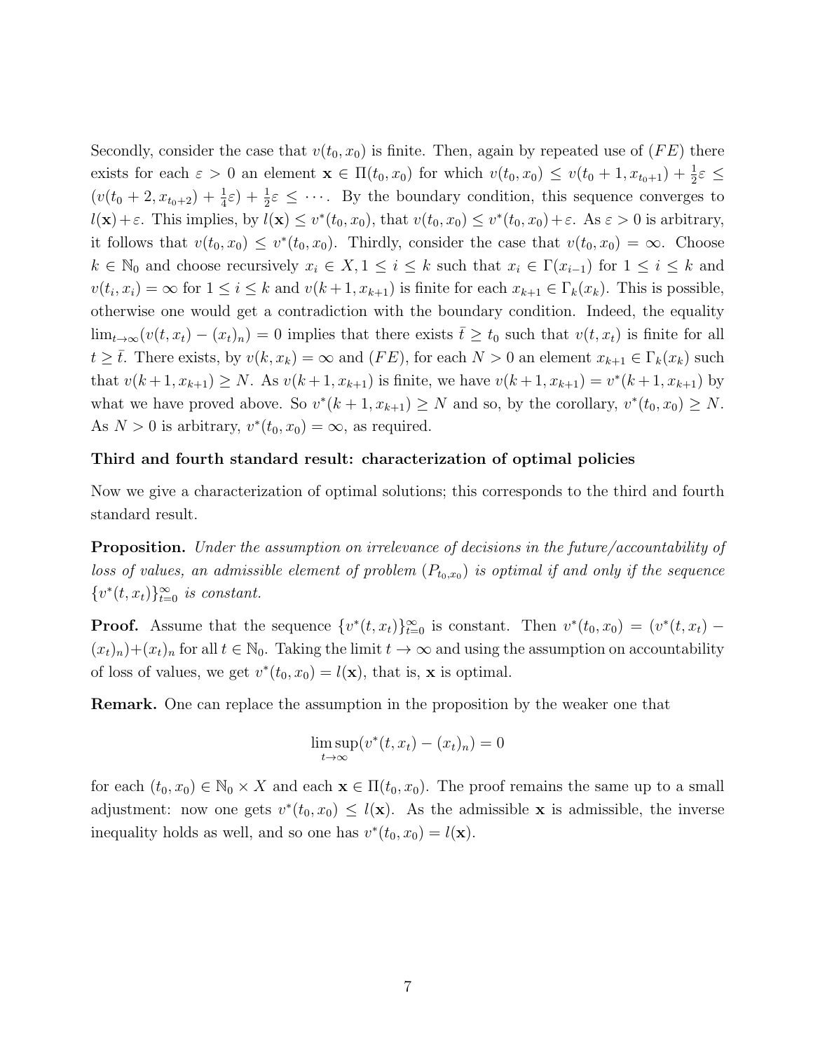Secondly, consider the case that $v(t_0, x_0)$ is finite. Then, again by repeated use of $(FE)$ there exists for each $\varepsilon > 0$ an element $\mathbf{x} \in \Pi(t_0, x_0)$ for which $v(t_0, x_0) \leq v(t_0 + 1, x_{t_0+1}) + \frac{1}{2}\varepsilon \leq (v(t_0 + 2, x_{t_0+2}) + \frac{1}{4}\varepsilon) + \frac{1}{2}\varepsilon \leq \cdots$. By the boundary condition, this sequence converges to $l(\mathbf{x}) + \varepsilon$. This implies, by $l(\mathbf{x}) \leq v^*(t_0, x_0)$, that $v(t_0, x_0) \leq v^*(t_0, x_0) + \varepsilon$. As $\varepsilon > 0$ is arbitrary, it follows that $v(t_0, x_0) \leq v^*(t_0, x_0)$. Thirdly, consider the case that $v(t_0, x_0) = \infty$. Choose $k \in \mathbb{N}_0$ and choose recursively $x_i \in X, 1 \leq i \leq k$ such that $x_i \in \Gamma(x_{i-1})$ for $1 \leq i \leq k$ and $v(t_i, x_i) = \infty$ for $1 \leq i \leq k$ and $v(k+1, x_{k+1})$ is finite for each $x_{k+1} \in \Gamma_k(x_k)$. This is possible, otherwise one would get a contradiction with the boundary condition. Indeed, the equality $\lim_{t\to\infty}(v(t, x_t) - (x_t)_n) = 0$ implies that there exists $\bar{t} \geq t_0$ such that $v(t, x_t)$ is finite for all $t \geq \bar{t}$. There exists, by $v(k, x_k) = \infty$ and $(FE)$, for each $N > 0$ an element $x_{k+1} \in \Gamma_k(x_k)$ such that $v(k+1, x_{k+1}) \geq N$. As $v(k+1, x_{k+1})$ is finite, we have $v(k+1, x_{k+1}) = v^*(k+1, x_{k+1})$ by what we have proved above. So $v^*(k+1, x_{k+1}) \geq N$ and so, by the corollary, $v^*(t_0, x_0) \geq N$. As $N > 0$ is arbitrary, $v^*(t_0, x_0) = \infty$, as required.

**Third and fourth standard result: characterization of optimal policies**

Now we give a characterization of optimal solutions; this corresponds to the third and fourth standard result.

**Proposition.** *Under the assumption on irrelevance of decisions in the future/accountability of loss of values, an admissible element of problem $(P_{t_0,x_0})$ is optimal if and only if the sequence $\{v^*(t, x_t)\}_{t=0}^{\infty}$ is constant.*

**Proof.** Assume that the sequence $\{v^*(t, x_t)\}_{t=0}^{\infty}$ is constant. Then $v^*(t_0, x_0) = (v^*(t, x_t) - (x_t)_n) + (x_t)_n$ for all $t \in \mathbb{N}_0$. Taking the limit $t \to \infty$ and using the assumption on accountability of loss of values, we get $v^*(t_0, x_0) = l(\mathbf{x})$, that is, $\mathbf{x}$ is optimal.

**Remark.** One can replace the assumption in the proposition by the weaker one that

$$\limsup_{t\to\infty}(v^*(t, x_t) - (x_t)_n) = 0$$

for each $(t_0, x_0) \in \mathbb{N}_0 \times X$ and each $\mathbf{x} \in \Pi(t_0, x_0)$. The proof remains the same up to a small adjustment: now one gets $v^*(t_0, x_0) \leq l(\mathbf{x})$. As the admissible $\mathbf{x}$ is admissible, the inverse inequality holds as well, and so one has $v^*(t_0, x_0) = l(\mathbf{x})$.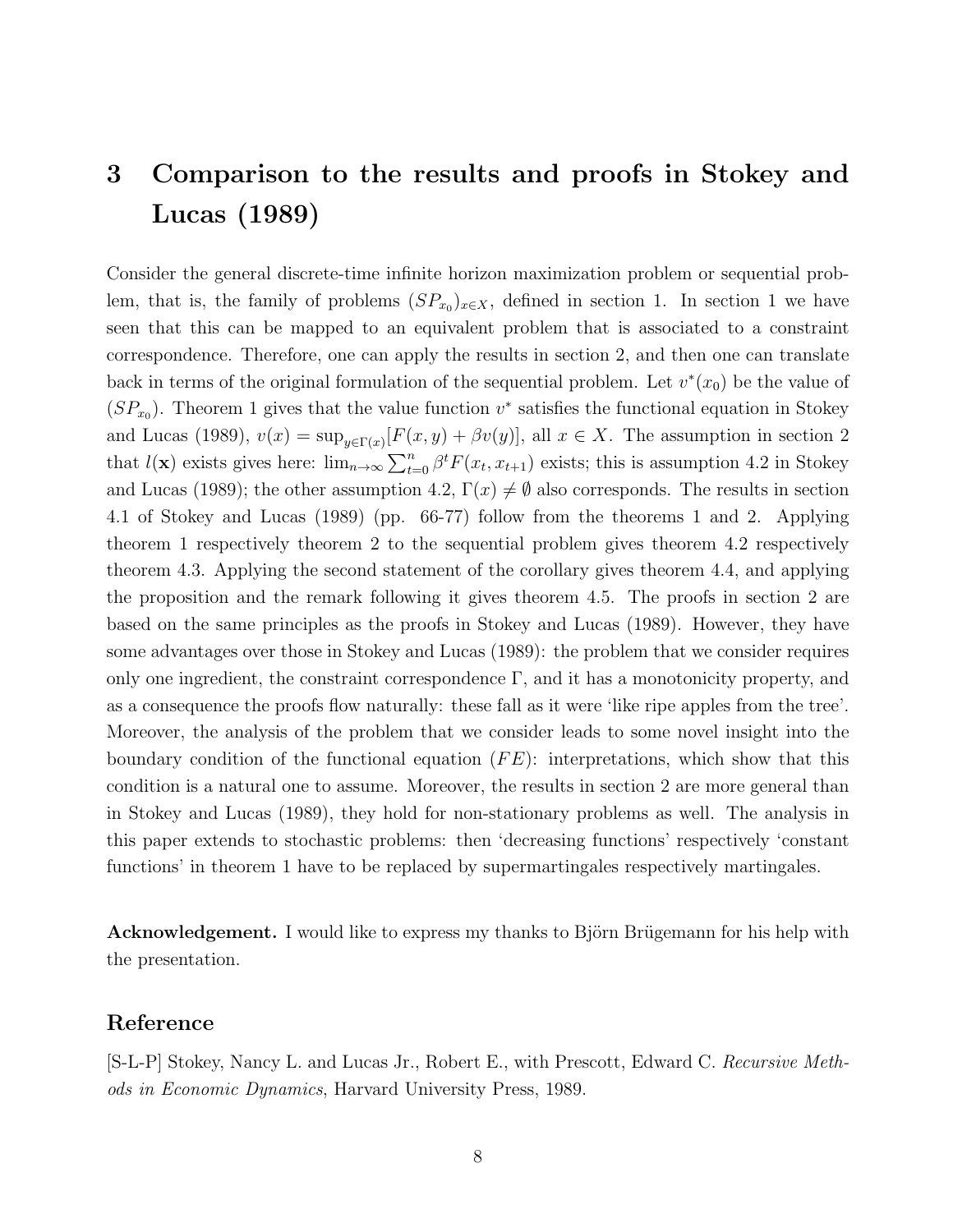# 3 Comparison to the results and proofs in Stokey and Lucas (1989)

Consider the general discrete-time infinite horizon maximization problem or sequential problem, that is, the family of problems $(SP_{x_0})_{x \in X}$, defined in section 1. In section 1 we have seen that this can be mapped to an equivalent problem that is associated to a constraint correspondence. Therefore, one can apply the results in section 2, and then one can translate back in terms of the original formulation of the sequential problem. Let $v^*(x_0)$ be the value of $(SP_{x_0})$. Theorem 1 gives that the value function $v^*$ satisfies the functional equation in Stokey and Lucas (1989), $v(x) = \sup_{y \in \Gamma(x)}[F(x,y) + \beta v(y)]$, all $x \in X$. The assumption in section 2 that $l(\mathbf{x})$ exists gives here: $\lim_{n\to\infty} \sum_{t=0}^{n} \beta^t F(x_t, x_{t+1})$ exists; this is assumption 4.2 in Stokey and Lucas (1989); the other assumption 4.2, $\Gamma(x) \neq \emptyset$ also corresponds. The results in section 4.1 of Stokey and Lucas (1989) (pp. 66-77) follow from the theorems 1 and 2. Applying theorem 1 respectively theorem 2 to the sequential problem gives theorem 4.2 respectively theorem 4.3. Applying the second statement of the corollary gives theorem 4.4, and applying the proposition and the remark following it gives theorem 4.5. The proofs in section 2 are based on the same principles as the proofs in Stokey and Lucas (1989). However, they have some advantages over those in Stokey and Lucas (1989): the problem that we consider requires only one ingredient, the constraint correspondence $\Gamma$, and it has a monotonicity property, and as a consequence the proofs flow naturally: these fall as it were 'like ripe apples from the tree'. Moreover, the analysis of the problem that we consider leads to some novel insight into the boundary condition of the functional equation $(FE)$: interpretations, which show that this condition is a natural one to assume. Moreover, the results in section 2 are more general than in Stokey and Lucas (1989), they hold for non-stationary problems as well. The analysis in this paper extends to stochastic problems: then 'decreasing functions' respectively 'constant functions' in theorem 1 have to be replaced by supermartingales respectively martingales.

**Acknowledgement.** I would like to express my thanks to Björn Brügemann for his help with the presentation.

## Reference

[S-L-P] Stokey, Nancy L. and Lucas Jr., Robert E., with Prescott, Edward C. *Recursive Methods in Economic Dynamics*, Harvard University Press, 1989.